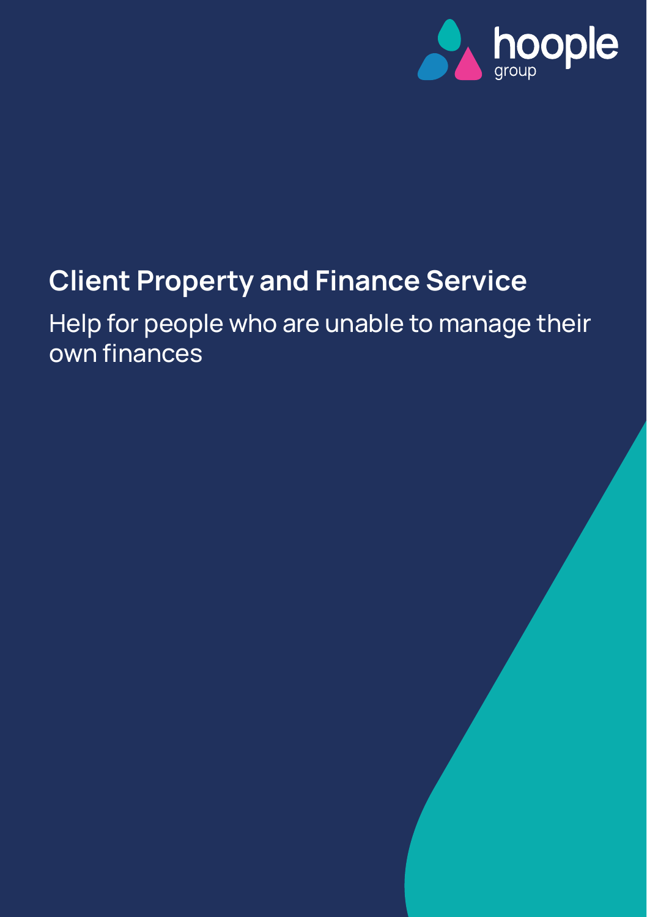hoople group

# Client Property and Finance Service

Help for people who are unable to manage their own finances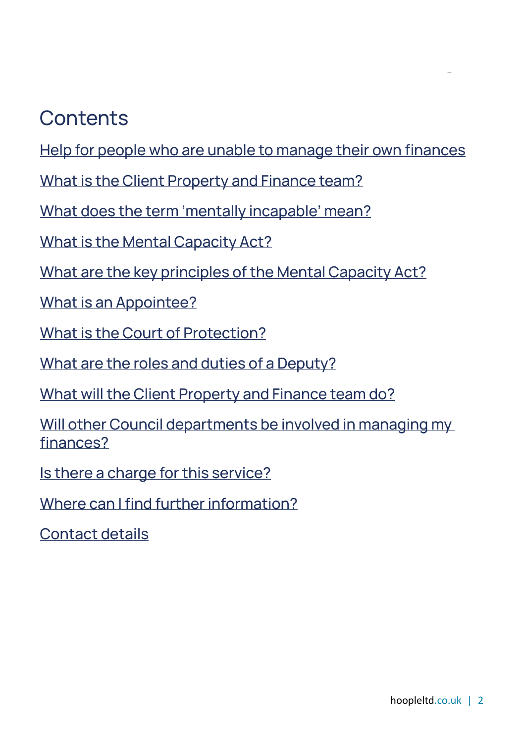# Contents

Help for people who are unable to manage their own finances

What is the Client Property and Finance team?

What does the term 'mentally incapable' mean?

What is the Mental Capacity Act?

What are the key principles of the Mental Capacity Act?

What is an Appointee?

What is the Court of Protection?

What are the roles and duties of a Deputy?

What will the Client Property and Finance team do?

Will other Council departments be involved in managing my finances?

Is there a charge for this service?

Where can I find further information?

Contact details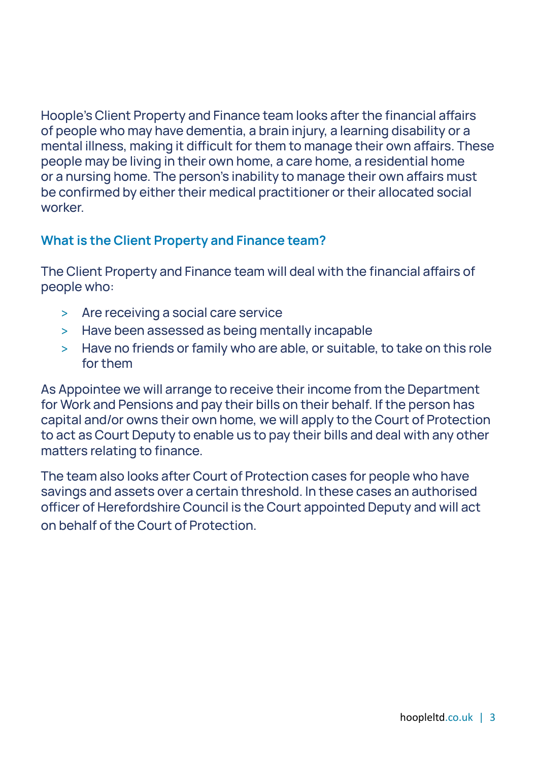Hoople's Client Property and Finance team looks after the financial affairs of people who may have dementia, a brain injury, a learning disability or a mental illness, making it difficult for them to manage their own affairs. These people may be living in their own home, a care home, a residential home or a nursing home. The person's inability to manage their own affairs must be confirmed by either their medical practitioner or their allocated social worker.

## What is the Client Property and Finance team?

The Client Property and Finance team will deal with the financial affairs of people who:

- Are receiving a social care service
- Have been assessed as being mentally incapable
- Have no friends or family who are able, or suitable, to take on this role for them

As Appointee we will arrange to receive their income from the Department for Work and Pensions and pay their bills on their behalf. If the person has capital and/or owns their own home, we will apply to the Court of Protection to act as Court Deputy to enable us to pay their bills and deal with any other matters relating to finance.

The team also looks after Court of Protection cases for people who have savings and assets over a certain threshold. In these cases an authorised officer of Herefordshire Council is the Court appointed Deputy and will act on behalf of the Court of Protection.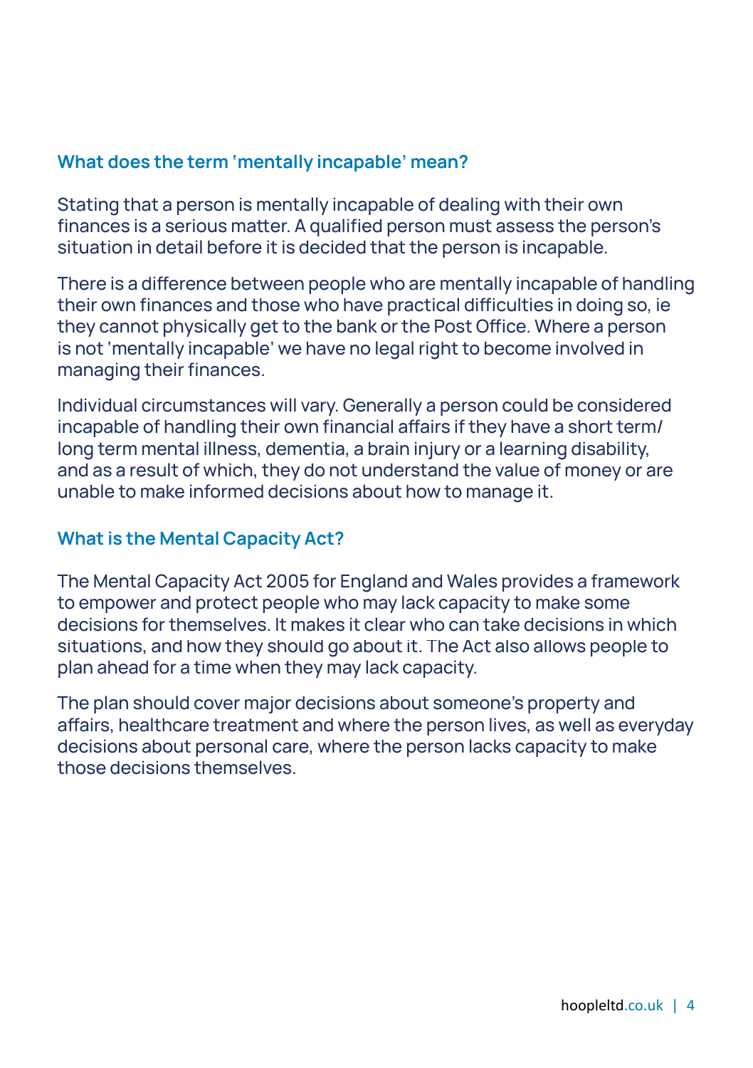## What does the term 'mentally incapable' mean?

Stating that a person is mentally incapable of dealing with their own finances is a serious matter. A qualified person must assess the person's situation in detail before it is decided that the person is incapable.

There is a difference between people who are mentally incapable of handling their own finances and those who have practical difficulties in doing so, ie they cannot physically get to the bank or the Post Office. Where a person is not 'mentally incapable' we have no legal right to become involved in managing their finances.

Individual circumstances will vary. Generally a person could be considered incapable of handling their own financial affairs if they have a short term/long term mental illness, dementia, a brain injury or a learning disability, and as a result of which, they do not understand the value of money or are unable to make informed decisions about how to manage it.

## What is the Mental Capacity Act?

The Mental Capacity Act 2005 for England and Wales provides a framework to empower and protect people who may lack capacity to make some decisions for themselves. It makes it clear who can take decisions in which situations, and how they should go about it. The Act also allows people to plan ahead for a time when they may lack capacity.

The plan should cover major decisions about someone's property and affairs, healthcare treatment and where the person lives, as well as everyday decisions about personal care, where the person lacks capacity to make those decisions themselves.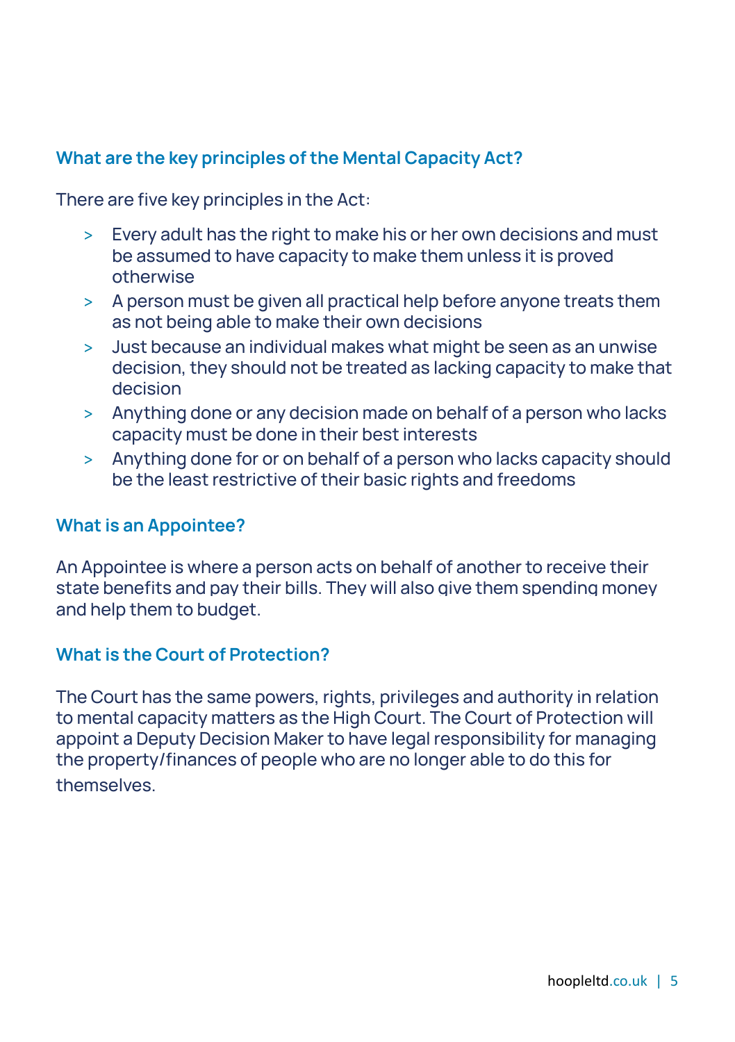## What are the key principles of the Mental Capacity Act?

There are five key principles in the Act:

- Every adult has the right to make his or her own decisions and must be assumed to have capacity to make them unless it is proved otherwise
- A person must be given all practical help before anyone treats them as not being able to make their own decisions
- Just because an individual makes what might be seen as an unwise decision, they should not be treated as lacking capacity to make that decision
- Anything done or any decision made on behalf of a person who lacks capacity must be done in their best interests
- Anything done for or on behalf of a person who lacks capacity should be the least restrictive of their basic rights and freedoms

## What is an Appointee?

An Appointee is where a person acts on behalf of another to receive their state benefits and pay their bills. They will also give them spending money and help them to budget.

## What is the Court of Protection?

The Court has the same powers, rights, privileges and authority in relation to mental capacity matters as the High Court. The Court of Protection will appoint a Deputy Decision Maker to have legal responsibility for managing the property/finances of people who are no longer able to do this for themselves.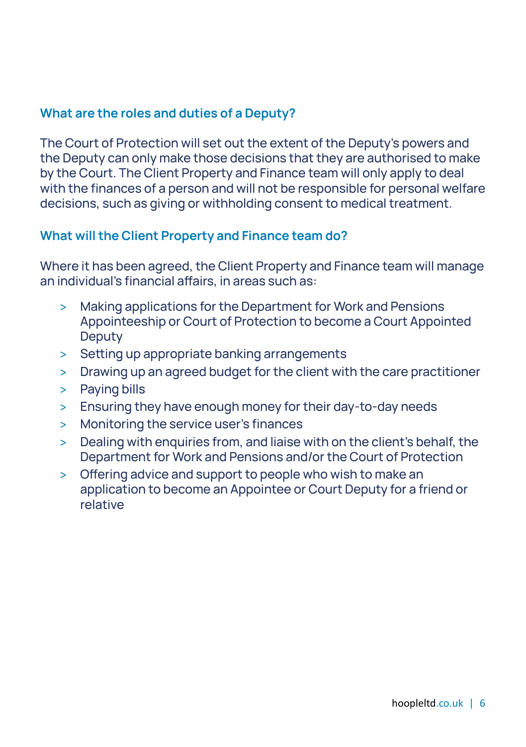## What are the roles and duties of a Deputy?

The Court of Protection will set out the extent of the Deputy's powers and the Deputy can only make those decisions that they are authorised to make by the Court. The Client Property and Finance team will only apply to deal with the finances of a person and will not be responsible for personal welfare decisions, such as giving or withholding consent to medical treatment.

## What will the Client Property and Finance team do?

Where it has been agreed, the Client Property and Finance team will manage an individual's financial affairs, in areas such as:

- Making applications for the Department for Work and Pensions Appointeeship or Court of Protection to become a Court Appointed Deputy
- Setting up appropriate banking arrangements
- Drawing up an agreed budget for the client with the care practitioner
- Paying bills
- Ensuring they have enough money for their day-to-day needs
- Monitoring the service user's finances
- Dealing with enquiries from, and liaise with on the client's behalf, the Department for Work and Pensions and/or the Court of Protection
- Offering advice and support to people who wish to make an application to become an Appointee or Court Deputy for a friend or relative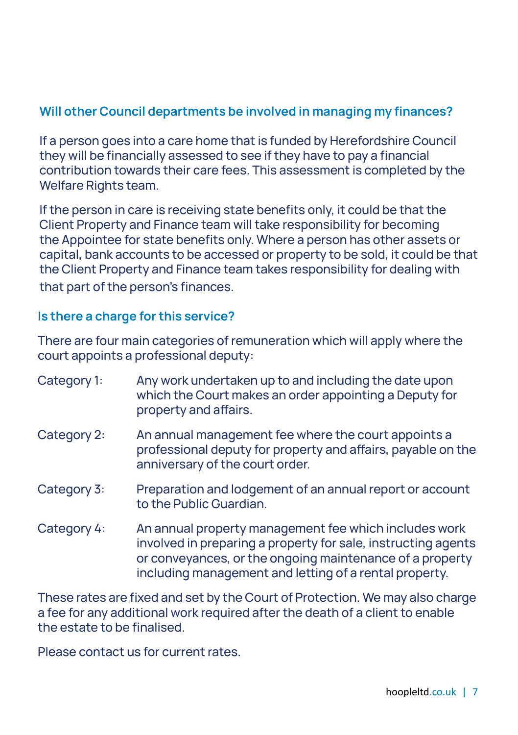## Will other Council departments be involved in managing my finances?

If a person goes into a care home that is funded by Herefordshire Council they will be financially assessed to see if they have to pay a financial contribution towards their care fees. This assessment is completed by the Welfare Rights team.

If the person in care is receiving state benefits only, it could be that the Client Property and Finance team will take responsibility for becoming the Appointee for state benefits only. Where a person has other assets or capital, bank accounts to be accessed or property to be sold, it could be that the Client Property and Finance team takes responsibility for dealing with that part of the person's finances.

## Is there a charge for this service?

There are four main categories of remuneration which will apply where the court appoints a professional deputy:

- **Category 1:** Any work undertaken up to and including the date upon which the Court makes an order appointing a Deputy for property and affairs.
- **Category 2:** An annual management fee where the court appoints a professional deputy for property and affairs, payable on the anniversary of the court order.
- **Category 3:** Preparation and lodgement of an annual report or account to the Public Guardian.
- **Category 4:** An annual property management fee which includes work involved in preparing a property for sale, instructing agents or conveyances, or the ongoing maintenance of a property including management and letting of a rental property.

These rates are fixed and set by the Court of Protection. We may also charge a fee for any additional work required after the death of a client to enable the estate to be finalised.

Please contact us for current rates.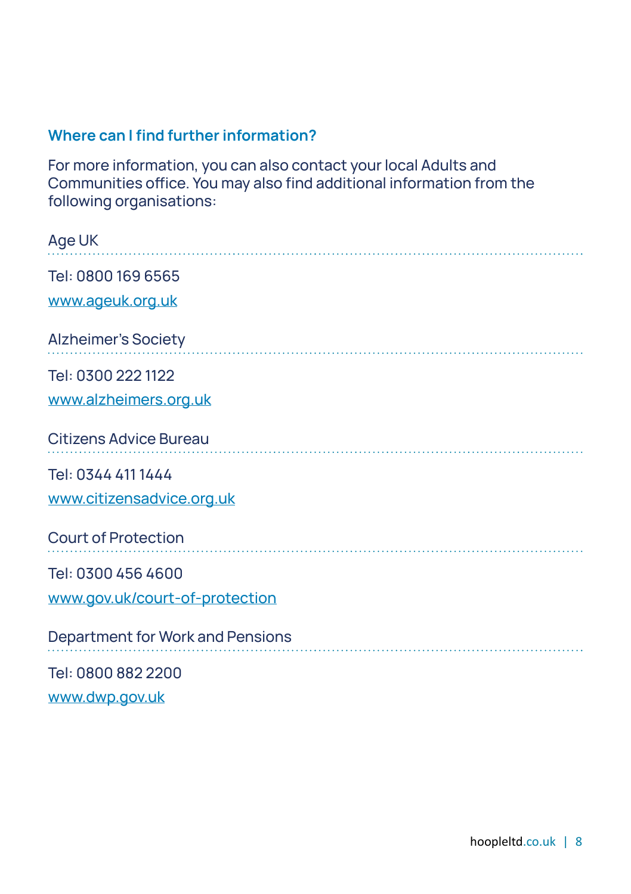## Where can I find further information?

For more information, you can also contact your local Adults and Communities office. You may also find additional information from the following organisations:

**Age UK**

Tel: 0800 169 6565

www.ageuk.org.uk

**Alzheimer's Society**

Tel: 0300 222 1122

www.alzheimers.org.uk

**Citizens Advice Bureau**

Tel: 0344 411 1444

www.citizensadvice.org.uk

**Court of Protection**

Tel: 0300 456 4600

www.gov.uk/court-of-protection

**Department for Work and Pensions**

Tel: 0800 882 2200

www.dwp.gov.uk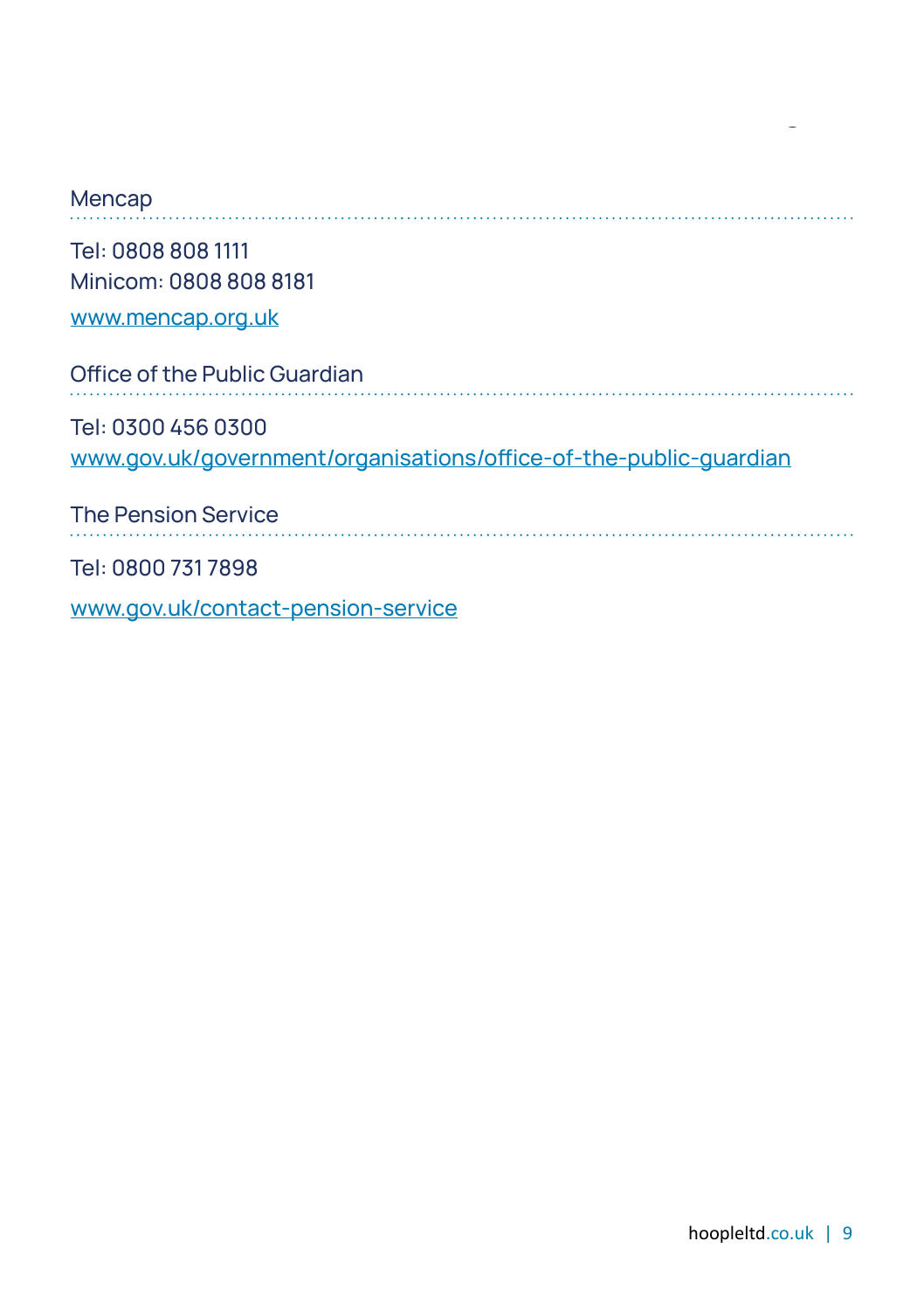### Mencap

Tel: 0808 808 1111
Minicom: 0808 808 8181

[www.mencap.org.uk](http://www.mencap.org.uk)

### Office of the Public Guardian

Tel: 0300 456 0300
[www.gov.uk/government/organisations/office-of-the-public-guardian](http://www.gov.uk/government/organisations/office-of-the-public-guardian)

### The Pension Service

Tel: 0800 731 7898

[www.gov.uk/contact-pension-service](http://www.gov.uk/contact-pension-service)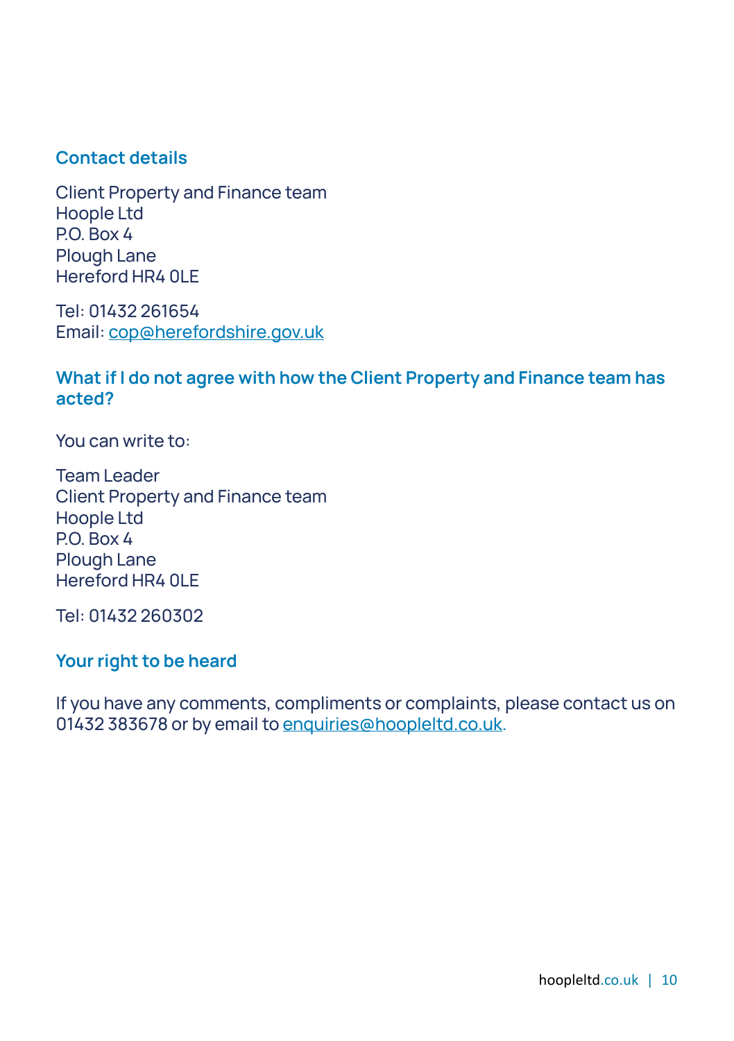## Contact details

Client Property and Finance team
Hoople Ltd
P.O. Box 4
Plough Lane
Hereford HR4 0LE

Tel: 01432 261654
Email: cop@herefordshire.gov.uk

## What if I do not agree with how the Client Property and Finance team has acted?

You can write to:

Team Leader
Client Property and Finance team
Hoople Ltd
P.O. Box 4
Plough Lane
Hereford HR4 0LE

Tel: 01432 260302

## Your right to be heard

If you have any comments, compliments or complaints, please contact us on 01432 383678 or by email to enquiries@hoopleltd.co.uk.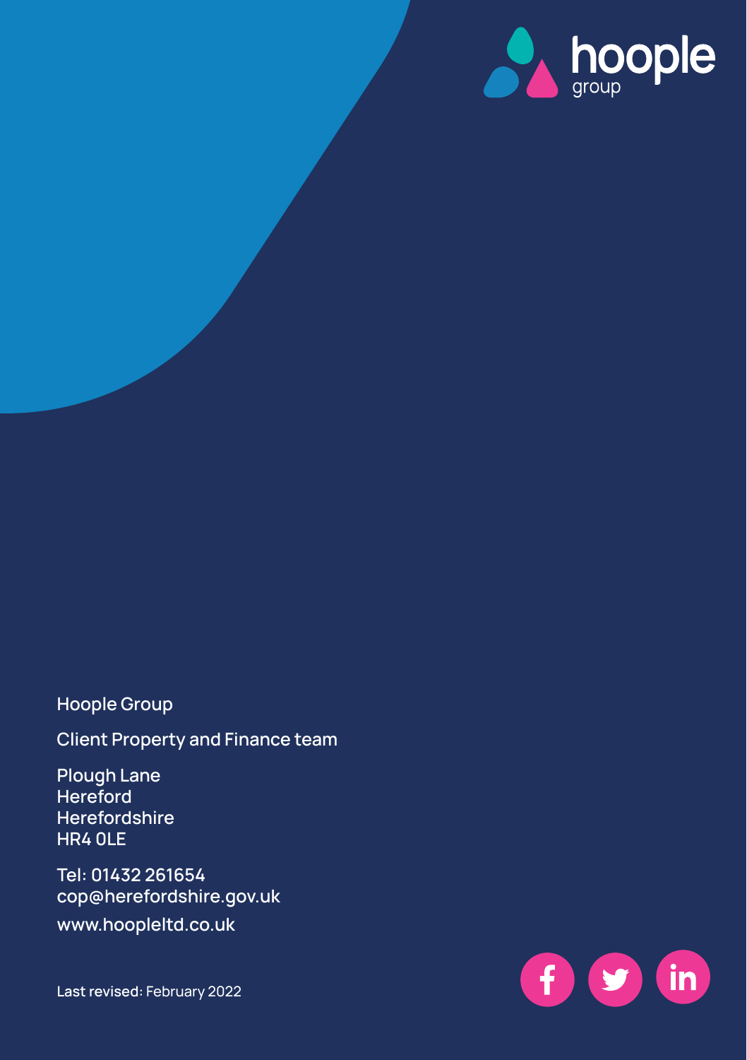hoople group

Hoople Group

Client Property and Finance team

Plough Lane
Hereford
Herefordshire
HR4 0LE

Tel: 01432 261654
cop@herefordshire.gov.uk
www.hoopleltd.co.uk

Last revised: February 2022